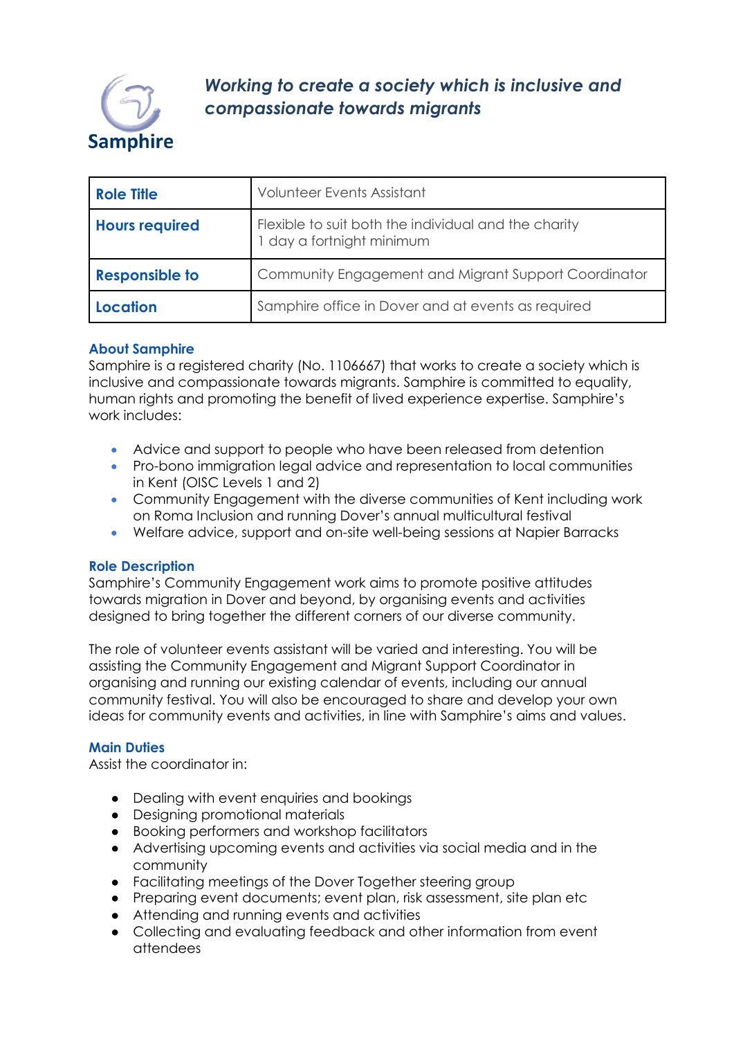Samphire

*Working to create a society which is inclusive and compassionate towards migrants*

| **Role Title** | Volunteer Events Assistant |
|---|---|
| **Hours required** | Flexible to suit both the individual and the charity<br>1 day a fortnight minimum |
| **Responsible to** | Community Engagement and Migrant Support Coordinator |
| **Location** | Samphire office in Dover and at events as required |

### About Samphire

Samphire is a registered charity (No. 1106667) that works to create a society which is inclusive and compassionate towards migrants. Samphire is committed to equality, human rights and promoting the benefit of lived experience expertise. Samphire's work includes:

- Advice and support to people who have been released from detention
- Pro-bono immigration legal advice and representation to local communities in Kent (OISC Levels 1 and 2)
- Community Engagement with the diverse communities of Kent including work on Roma Inclusion and running Dover's annual multicultural festival
- Welfare advice, support and on-site well-being sessions at Napier Barracks

### Role Description

Samphire's Community Engagement work aims to promote positive attitudes towards migration in Dover and beyond, by organising events and activities designed to bring together the different corners of our diverse community.

The role of volunteer events assistant will be varied and interesting. You will be assisting the Community Engagement and Migrant Support Coordinator in organising and running our existing calendar of events, including our annual community festival. You will also be encouraged to share and develop your own ideas for community events and activities, in line with Samphire's aims and values.

### Main Duties

Assist the coordinator in:

- Dealing with event enquiries and bookings
- Designing promotional materials
- Booking performers and workshop facilitators
- Advertising upcoming events and activities via social media and in the community
- Facilitating meetings of the Dover Together steering group
- Preparing event documents; event plan, risk assessment, site plan etc
- Attending and running events and activities
- Collecting and evaluating feedback and other information from event attendees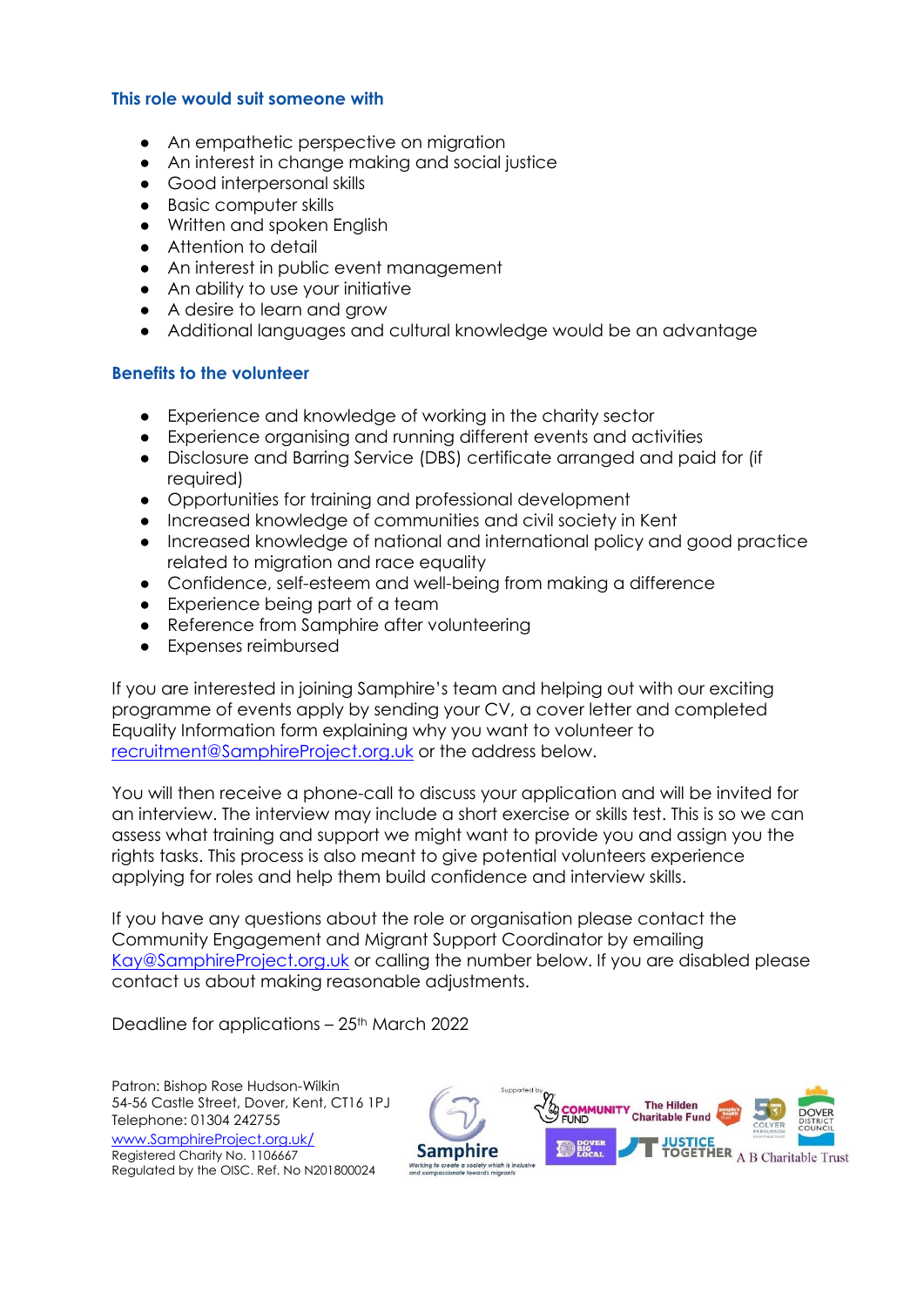### This role would suit someone with

- An empathetic perspective on migration
- An interest in change making and social justice
- Good interpersonal skills
- Basic computer skills
- Written and spoken English
- Attention to detail
- An interest in public event management
- An ability to use your initiative
- A desire to learn and grow
- Additional languages and cultural knowledge would be an advantage

### Benefits to the volunteer

- Experience and knowledge of working in the charity sector
- Experience organising and running different events and activities
- Disclosure and Barring Service (DBS) certificate arranged and paid for (if required)
- Opportunities for training and professional development
- Increased knowledge of communities and civil society in Kent
- Increased knowledge of national and international policy and good practice related to migration and race equality
- Confidence, self-esteem and well-being from making a difference
- Experience being part of a team
- Reference from Samphire after volunteering
- Expenses reimbursed

If you are interested in joining Samphire's team and helping out with our exciting programme of events apply by sending your CV, a cover letter and completed Equality Information form explaining why you want to volunteer to recruitment@SamphireProject.org.uk or the address below.

You will then receive a phone-call to discuss your application and will be invited for an interview. The interview may include a short exercise or skills test. This is so we can assess what training and support we might want to provide you and assign you the rights tasks. This process is also meant to give potential volunteers experience applying for roles and help them build confidence and interview skills.

If you have any questions about the role or organisation please contact the Community Engagement and Migrant Support Coordinator by emailing Kay@SamphireProject.org.uk or calling the number below. If you are disabled please contact us about making reasonable adjustments.

Deadline for applications – 25th March 2022

Patron: Bishop Rose Hudson-Wilkin
54-56 Castle Street, Dover, Kent, CT16 1PJ
Telephone: 01304 242755
www.SamphireProject.org.uk/
Registered Charity No. 1106667
Regulated by the OISC. Ref. No N201800024

Samphire
Working to create a society which is inclusive and compassionate towards migrants

Supported by
COMMUNITY FUND
The Hilden Charitable Fund
DOVER DISTRICT COUNCIL
DOVER BIG LOCAL
JUSTICE TOGETHER
A B Charitable Trust